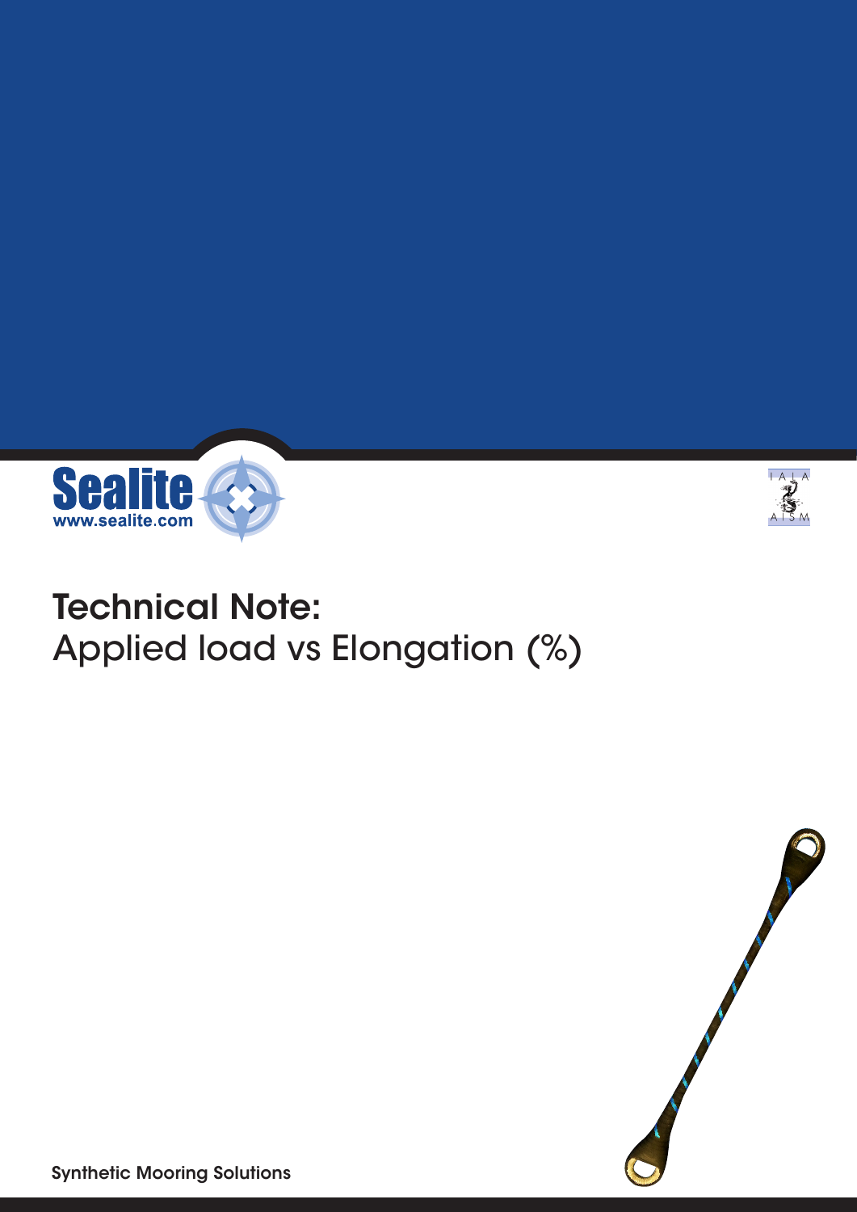# Technical Note:
## Applied load vs Elongation (%)

Synthetic Mooring Solutions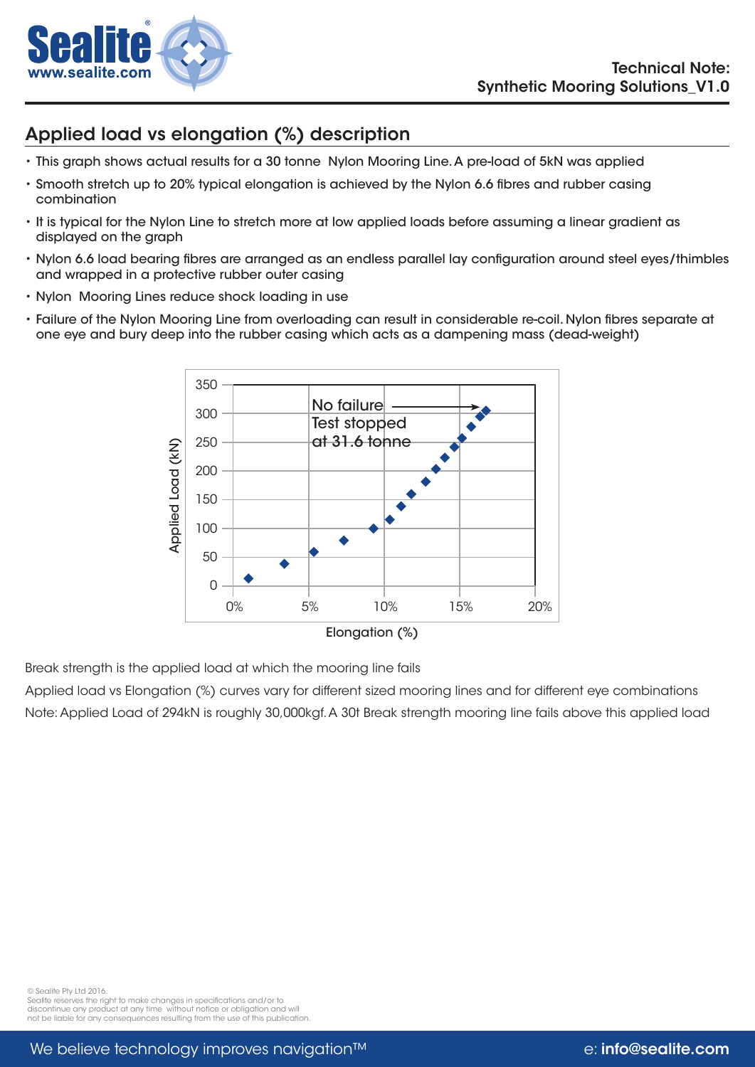Technical Note:
Synthetic Mooring Solutions_V1.0

## Applied load vs elongation (%) description

- This graph shows actual results for a 30 tonne Nylon Mooring Line. A pre-load of 5kN was applied
- Smooth stretch up to 20% typical elongation is achieved by the Nylon 6.6 fibres and rubber casing combination
- It is typical for the Nylon Line to stretch more at low applied loads before assuming a linear gradient as displayed on the graph
- Nylon 6.6 load bearing fibres are arranged as an endless parallel lay configuration around steel eyes/thimbles and wrapped in a protective rubber outer casing
- Nylon Mooring Lines reduce shock loading in use
- Failure of the Nylon Mooring Line from overloading can result in considerable re-coil. Nylon fibres separate at one eye and bury deep into the rubber casing which acts as a dampening mass (dead-weight)

No failure
Test stopped
at 31.6 tonne

Applied Load (kN)
350
300
250
200
150
100
50
0

0% 5% 10% 15% 20%
Elongation (%)

Break strength is the applied load at which the mooring line fails

Applied load vs Elongation (%) curves vary for different sized mooring lines and for different eye combinations

Note: Applied Load of 294kN is roughly 30,000kgf. A 30t Break strength mooring line fails above this applied load

© Sealite Pty Ltd 2016.
Sealite reserves the right to make changes in specifications and/or to discontinue any product at any time without notice or obligation and will not be liable for any consequences resulting from the use of this publication.